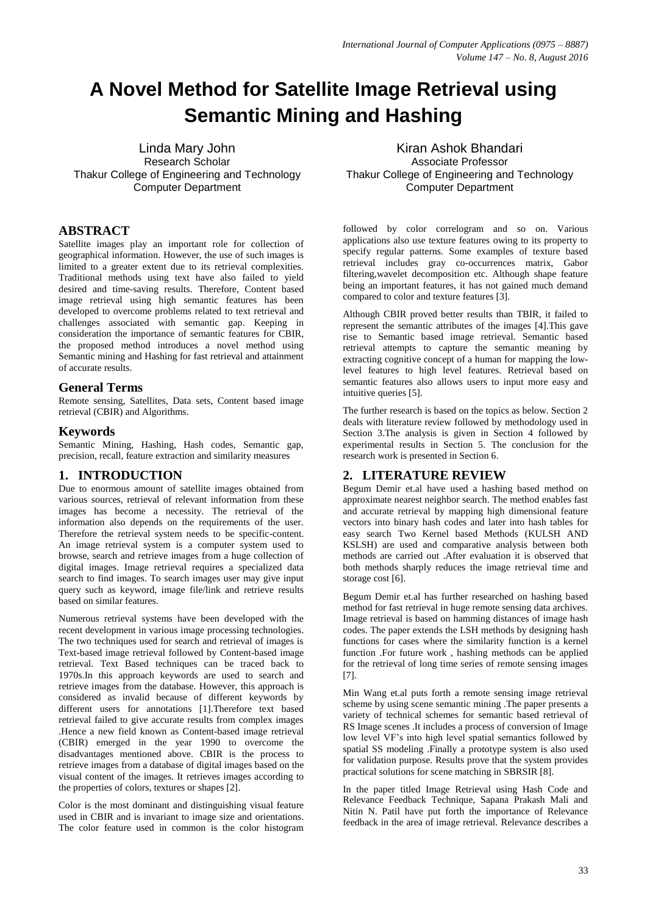# A Novel Method for Satellite Image Retrieval using Semantic Mining and Hashing

Linda Mary John
Research Scholar
Thakur College of Engineering and Technology
Computer Department

Kiran Ashok Bhandari
Associate Professor
Thakur College of Engineering and Technology
Computer Department

## ABSTRACT

Satellite images play an important role for collection of geographical information. However, the use of such images is limited to a greater extent due to its retrieval complexities. Traditional methods using text have also failed to yield desired and time-saving results. Therefore, Content based image retrieval using high semantic features has been developed to overcome problems related to text retrieval and challenges associated with semantic gap. Keeping in consideration the importance of semantic features for CBIR, the proposed method introduces a novel method using Semantic mining and Hashing for fast retrieval and attainment of accurate results.

## General Terms

Remote sensing, Satellites, Data sets, Content based image retrieval (CBIR) and Algorithms.

## Keywords

Semantic Mining, Hashing, Hash codes, Semantic gap, precision, recall, feature extraction and similarity measures

## 1. INTRODUCTION

Due to enormous amount of satellite images obtained from various sources, retrieval of relevant information from these images has become a necessity. The retrieval of the information also depends on the requirements of the user. Therefore the retrieval system needs to be specific-content. An image retrieval system is a computer system used to browse, search and retrieve images from a huge collection of digital images. Image retrieval requires a specialized data search to find images. To search images user may give input query such as keyword, image file/link and retrieve results based on similar features.

Numerous retrieval systems have been developed with the recent development in various image processing technologies. The two techniques used for search and retrieval of images is Text-based image retrieval followed by Content-based image retrieval. Text Based techniques can be traced back to 1970s.In this approach keywords are used to search and retrieve images from the database. However, this approach is considered as invalid because of different keywords by different users for annotations [1].Therefore text based retrieval failed to give accurate results from complex images .Hence a new field known as Content-based image retrieval (CBIR) emerged in the year 1990 to overcome the disadvantages mentioned above. CBIR is the process to retrieve images from a database of digital images based on the visual content of the images. It retrieves images according to the properties of colors, textures or shapes [2].

Color is the most dominant and distinguishing visual feature used in CBIR and is invariant to image size and orientations. The color feature used in common is the color histogram followed by color correlogram and so on. Various applications also use texture features owing to its property to specify regular patterns. Some examples of texture based retrieval includes gray co-occurrences matrix, Gabor filtering,wavelet decomposition etc. Although shape feature being an important features, it has not gained much demand compared to color and texture features [3].

Although CBIR proved better results than TBIR, it failed to represent the semantic attributes of the images [4].This gave rise to Semantic based image retrieval. Semantic based retrieval attempts to capture the semantic meaning by extracting cognitive concept of a human for mapping the low-level features to high level features. Retrieval based on semantic features also allows users to input more easy and intuitive queries [5].

The further research is based on the topics as below. Section 2 deals with literature review followed by methodology used in Section 3.The analysis is given in Section 4 followed by experimental results in Section 5. The conclusion for the research work is presented in Section 6.

## 2. LITERATURE REVIEW

Begum Demir et.al have used a hashing based method on approximate nearest neighbor search. The method enables fast and accurate retrieval by mapping high dimensional feature vectors into binary hash codes and later into hash tables for easy search Two Kernel based Methods (KULSH AND KSLSH) are used and comparative analysis between both methods are carried out .After evaluation it is observed that both methods sharply reduces the image retrieval time and storage cost [6].

Begum Demir et.al has further researched on hashing based method for fast retrieval in huge remote sensing data archives. Image retrieval is based on hamming distances of image hash codes. The paper extends the LSH methods by designing hash functions for cases where the similarity function is a kernel function .For future work , hashing methods can be applied for the retrieval of long time series of remote sensing images [7].

Min Wang et.al puts forth a remote sensing image retrieval scheme by using scene semantic mining .The paper presents a variety of technical schemes for semantic based retrieval of RS Image scenes .It includes a process of conversion of Image low level VF's into high level spatial semantics followed by spatial SS modeling .Finally a prototype system is also used for validation purpose. Results prove that the system provides practical solutions for scene matching in SBRSIR [8].

In the paper titled Image Retrieval using Hash Code and Relevance Feedback Technique, Sapana Prakash Mali and Nitin N. Patil have put forth the importance of Relevance feedback in the area of image retrieval. Relevance describes a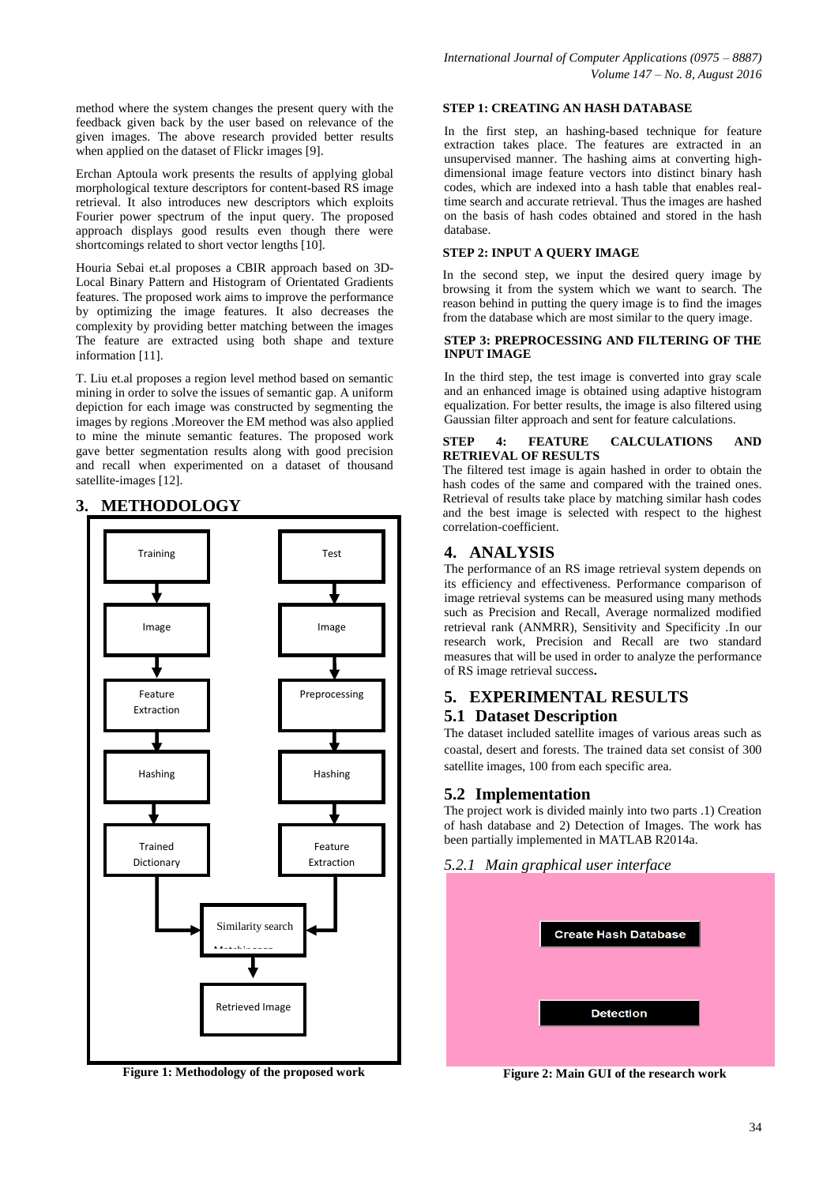method where the system changes the present query with the feedback given back by the user based on relevance of the given images. The above research provided better results when applied on the dataset of Flickr images [9].

Erchan Aptoula work presents the results of applying global morphological texture descriptors for content-based RS image retrieval. It also introduces new descriptors which exploits Fourier power spectrum of the input query. The proposed approach displays good results even though there were shortcomings related to short vector lengths [10].

Houria Sebai et.al proposes a CBIR approach based on 3D-Local Binary Pattern and Histogram of Orientated Gradients features. The proposed work aims to improve the performance by optimizing the image features. It also decreases the complexity by providing better matching between the images The feature are extracted using both shape and texture information [11].

T. Liu et.al proposes a region level method based on semantic mining in order to solve the issues of semantic gap. A uniform depiction for each image was constructed by segmenting the images by regions .Moreover the EM method was also applied to mine the minute semantic features. The proposed work gave better segmentation results along with good precision and recall when experimented on a dataset of thousand satellite-images [12].

## 3. METHODOLOGY

Training → Image → Feature Extraction → Hashing → Trained Dictionary → Similarity search

Test → Image → Preprocessing → Hashing → Feature Extraction → Similarity search

Similarity search → Retrieved Image

**Figure 1: Methodology of the proposed work**

**STEP 1: CREATING AN HASH DATABASE**

In the first step, an hashing-based technique for feature extraction takes place. The features are extracted in an unsupervised manner. The hashing aims at converting high-dimensional image feature vectors into distinct binary hash codes, which are indexed into a hash table that enables real-time search and accurate retrieval. Thus the images are hashed on the basis of hash codes obtained and stored in the hash database.

**STEP 2: INPUT A QUERY IMAGE**

In the second step, we input the desired query image by browsing it from the system which we want to search. The reason behind in putting the query image is to find the images from the database which are most similar to the query image.

**STEP 3: PREPROCESSING AND FILTERING OF THE INPUT IMAGE**

In the third step, the test image is converted into gray scale and an enhanced image is obtained using adaptive histogram equalization. For better results, the image is also filtered using Gaussian filter approach and sent for feature calculations.

**STEP 4: FEATURE CALCULATIONS AND RETRIEVAL OF RESULTS**

The filtered test image is again hashed in order to obtain the hash codes of the same and compared with the trained ones. Retrieval of results take place by matching similar hash codes and the best image is selected with respect to the highest correlation-coefficient.

## 4. ANALYSIS

The performance of an RS image retrieval system depends on its efficiency and effectiveness. Performance comparison of image retrieval systems can be measured using many methods such as Precision and Recall, Average normalized modified retrieval rank (ANMRR), Sensitivity and Specificity .In our research work, Precision and Recall are two standard measures that will be used in order to analyze the performance of RS image retrieval success**.**

## 5. EXPERIMENTAL RESULTS

### 5.1 Dataset Description

The dataset included satellite images of various areas such as coastal, desert and forests. The trained data set consist of 300 satellite images, 100 from each specific area.

### 5.2 Implementation

The project work is divided mainly into two parts .1) Creation of hash database and 2) Detection of Images. The work has been partially implemented in MATLAB R2014a.

#### *5.2.1 Main graphical user interface*

Create Hash Database

Detection

**Figure 2: Main GUI of the research work**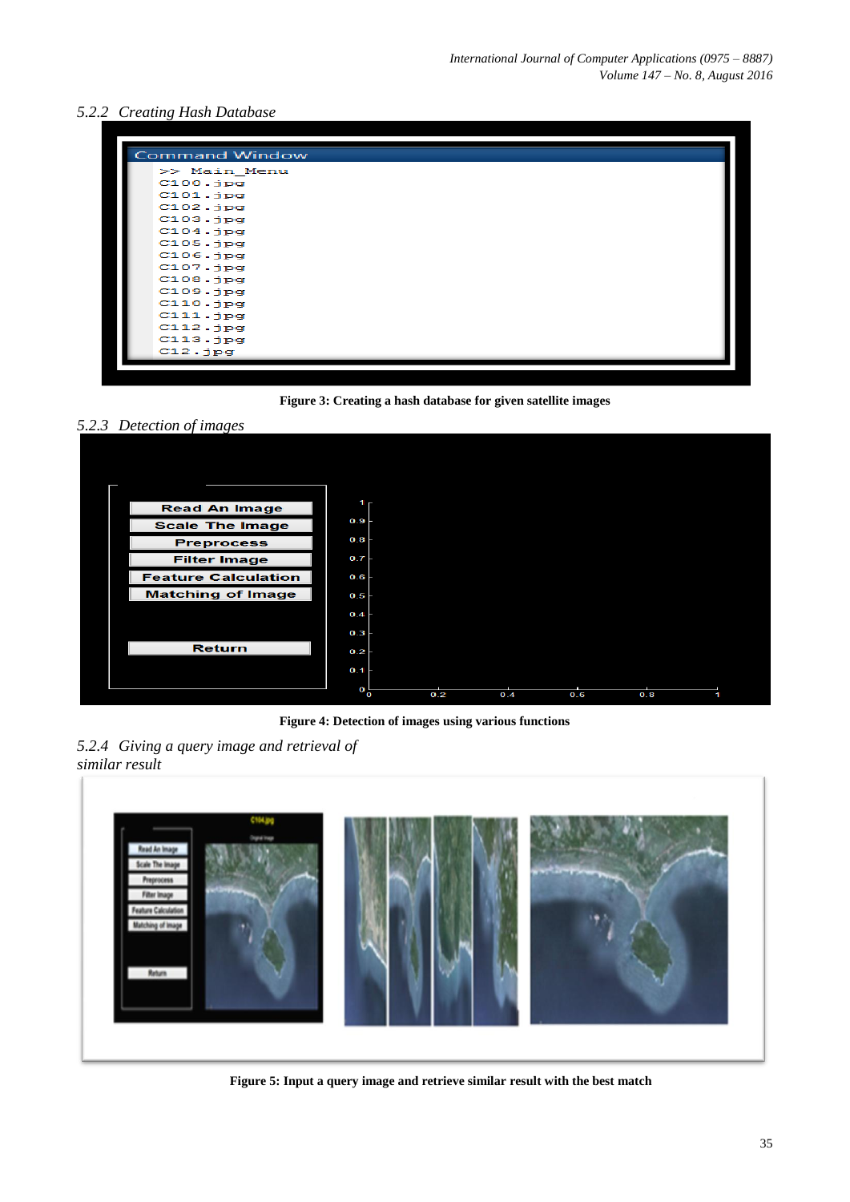### 5.2.2 Creating Hash Database

**Figure 3: Creating a hash database for given satellite images**

### 5.2.3 Detection of images

**Figure 4: Detection of images using various functions**

### 5.2.4 Giving a query image and retrieval of similar result

**Figure 5: Input a query image and retrieve similar result with the best match**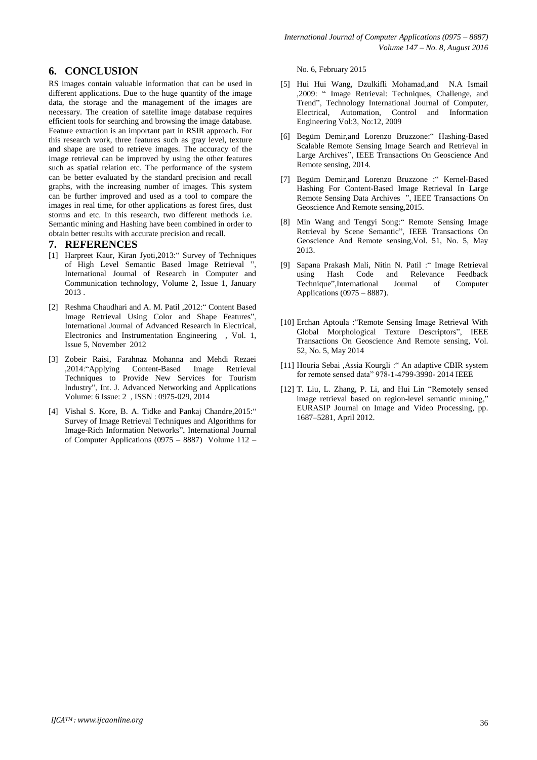## 6. CONCLUSION

RS images contain valuable information that can be used in different applications. Due to the huge quantity of the image data, the storage and the management of the images are necessary. The creation of satellite image database requires efficient tools for searching and browsing the image database. Feature extraction is an important part in RSIR approach. For this research work, three features such as gray level, texture and shape are used to retrieve images. The accuracy of the image retrieval can be improved by using the other features such as spatial relation etc. The performance of the system can be better evaluated by the standard precision and recall graphs, with the increasing number of images. This system can be further improved and used as a tool to compare the images in real time, for other applications as forest fires, dust storms and etc. In this research, two different methods i.e. Semantic mining and Hashing have been combined in order to obtain better results with accurate precision and recall.

## 7. REFERENCES

[1] Harpreet Kaur, Kiran Jyoti,2013:" Survey of Techniques of High Level Semantic Based Image Retrieval ", International Journal of Research in Computer and Communication technology, Volume 2, Issue 1, January 2013 .

[2] Reshma Chaudhari and A. M. Patil ,2012:" Content Based Image Retrieval Using Color and Shape Features", International Journal of Advanced Research in Electrical, Electronics and Instrumentation Engineering , Vol. 1, Issue 5, November 2012

[3] Zobeir Raisi, Farahnaz Mohanna and Mehdi Rezaei ,2014:"Applying Content-Based Image Retrieval Techniques to Provide New Services for Tourism Industry", Int. J. Advanced Networking and Applications Volume: 6 Issue: 2 , ISSN : 0975-029, 2014

[4] Vishal S. Kore, B. A. Tidke and Pankaj Chandre,2015:" Survey of Image Retrieval Techniques and Algorithms for Image-Rich Information Networks", International Journal of Computer Applications (0975 – 8887) Volume 112 – No. 6, February 2015

[5] Hui Hui Wang, Dzulkifli Mohamad,and N.A Ismail ,2009: " Image Retrieval: Techniques, Challenge, and Trend", Technology International Journal of Computer, Electrical, Automation, Control and Information Engineering Vol:3, No:12, 2009

[6] Begüm Demir,and Lorenzo Bruzzone:" Hashing-Based Scalable Remote Sensing Image Search and Retrieval in Large Archives", IEEE Transactions On Geoscience And Remote sensing, 2014.

[7] Begüm Demir,and Lorenzo Bruzzone :" Kernel-Based Hashing For Content-Based Image Retrieval In Large Remote Sensing Data Archives ", IEEE Transactions On Geoscience And Remote sensing,2015.

[8] Min Wang and Tengyi Song:" Remote Sensing Image Retrieval by Scene Semantic", IEEE Transactions On Geoscience And Remote sensing,Vol. 51, No. 5, May 2013.

[9] Sapana Prakash Mali, Nitin N. Patil :" Image Retrieval using Hash Code and Relevance Feedback Technique",International Journal of Computer Applications (0975 – 8887).

[10] Erchan Aptoula :"Remote Sensing Image Retrieval With Global Morphological Texture Descriptors", IEEE Transactions On Geoscience And Remote sensing, Vol. 52, No. 5, May 2014

[11] Houria Sebai ,Assia Kourgli :" An adaptive CBIR system for remote sensed data" 978-1-4799-3990- 2014 IEEE

[12] T. Liu, L. Zhang, P. Li, and Hui Lin "Remotely sensed image retrieval based on region-level semantic mining," EURASIP Journal on Image and Video Processing, pp. 1687–5281, April 2012.